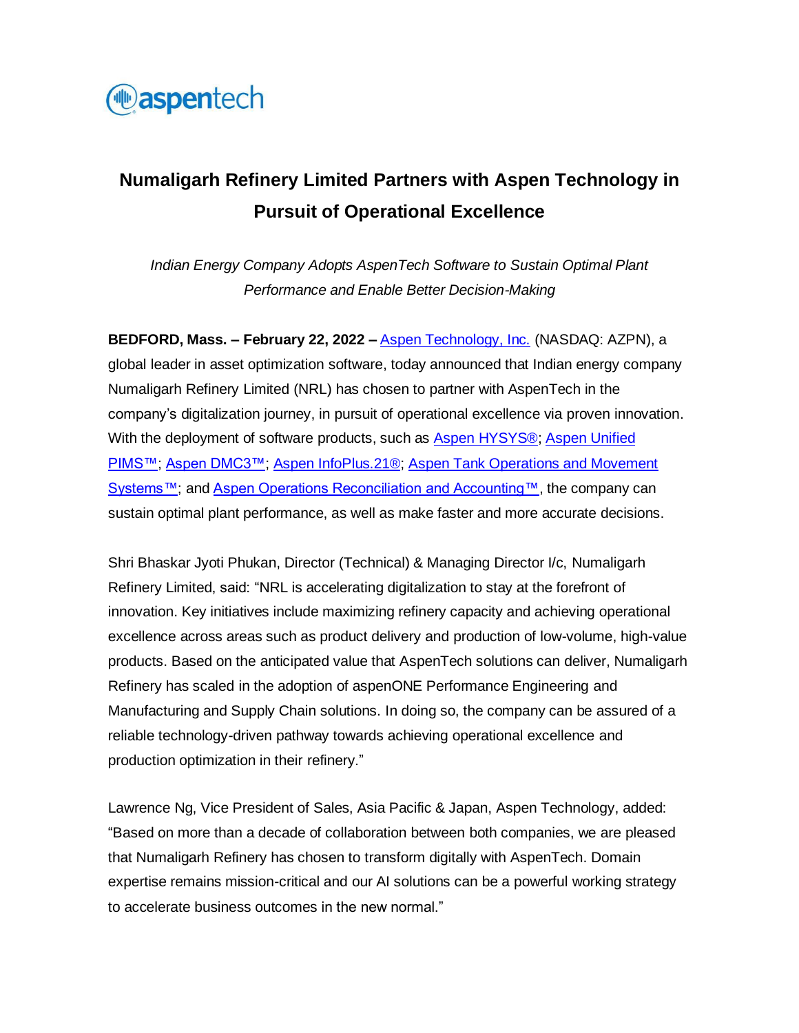# Numaligarh Refinery Limited Partners with Aspen Technology in Pursuit of Operational Excellence

*Indian Energy Company Adopts AspenTech Software to Sustain Optimal Plant Performance and Enable Better Decision-Making*

**BEDFORD, Mass. – February 22, 2022 –** Aspen Technology, Inc. (NASDAQ: AZPN), a global leader in asset optimization software, today announced that Indian energy company Numaligarh Refinery Limited (NRL) has chosen to partner with AspenTech in the company's digitalization journey, in pursuit of operational excellence via proven innovation. With the deployment of software products, such as Aspen HYSYS®; Aspen Unified PIMS™; Aspen DMC3™; Aspen InfoPlus.21®; Aspen Tank Operations and Movement Systems™; and Aspen Operations Reconciliation and Accounting™, the company can sustain optimal plant performance, as well as make faster and more accurate decisions.

Shri Bhaskar Jyoti Phukan, Director (Technical) & Managing Director I/c, Numaligarh Refinery Limited, said: "NRL is accelerating digitalization to stay at the forefront of innovation. Key initiatives include maximizing refinery capacity and achieving operational excellence across areas such as product delivery and production of low-volume, high-value products. Based on the anticipated value that AspenTech solutions can deliver, Numaligarh Refinery has scaled in the adoption of aspenONE Performance Engineering and Manufacturing and Supply Chain solutions. In doing so, the company can be assured of a reliable technology-driven pathway towards achieving operational excellence and production optimization in their refinery."

Lawrence Ng, Vice President of Sales, Asia Pacific & Japan, Aspen Technology, added: "Based on more than a decade of collaboration between both companies, we are pleased that Numaligarh Refinery has chosen to transform digitally with AspenTech. Domain expertise remains mission-critical and our AI solutions can be a powerful working strategy to accelerate business outcomes in the new normal."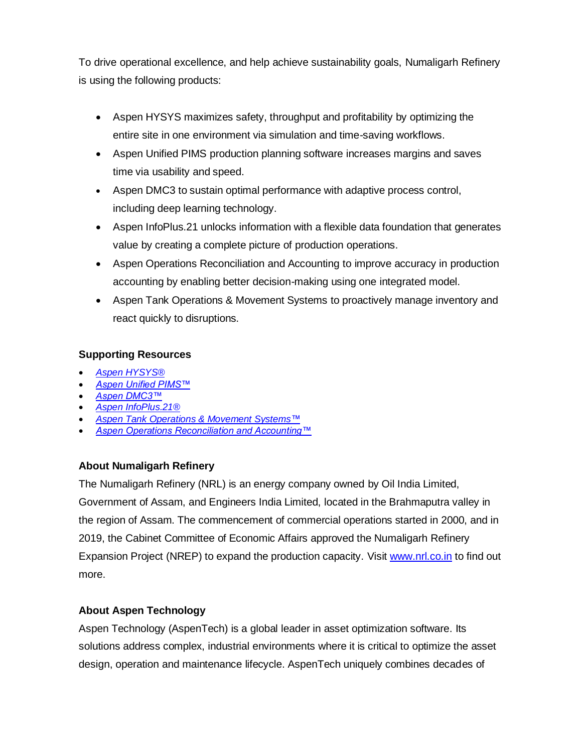To drive operational excellence, and help achieve sustainability goals, Numaligarh Refinery is using the following products:

- Aspen HYSYS maximizes safety, throughput and profitability by optimizing the entire site in one environment via simulation and time-saving workflows.
- Aspen Unified PIMS production planning software increases margins and saves time via usability and speed.
- Aspen DMC3 to sustain optimal performance with adaptive process control, including deep learning technology.
- Aspen InfoPlus.21 unlocks information with a flexible data foundation that generates value by creating a complete picture of production operations.
- Aspen Operations Reconciliation and Accounting to improve accuracy in production accounting by enabling better decision-making using one integrated model.
- Aspen Tank Operations & Movement Systems to proactively manage inventory and react quickly to disruptions.

**Supporting Resources**

- *Aspen HYSYS®*
- *Aspen Unified PIMS™*
- *Aspen DMC3™*
- *Aspen InfoPlus.21®*
- *Aspen Tank Operations & Movement Systems™*
- *Aspen Operations Reconciliation and Accounting™*

**About Numaligarh Refinery**

The Numaligarh Refinery (NRL) is an energy company owned by Oil India Limited, Government of Assam, and Engineers India Limited, located in the Brahmaputra valley in the region of Assam. The commencement of commercial operations started in 2000, and in 2019, the Cabinet Committee of Economic Affairs approved the Numaligarh Refinery Expansion Project (NREP) to expand the production capacity. Visit www.nrl.co.in to find out more.

**About Aspen Technology**

Aspen Technology (AspenTech) is a global leader in asset optimization software. Its solutions address complex, industrial environments where it is critical to optimize the asset design, operation and maintenance lifecycle. AspenTech uniquely combines decades of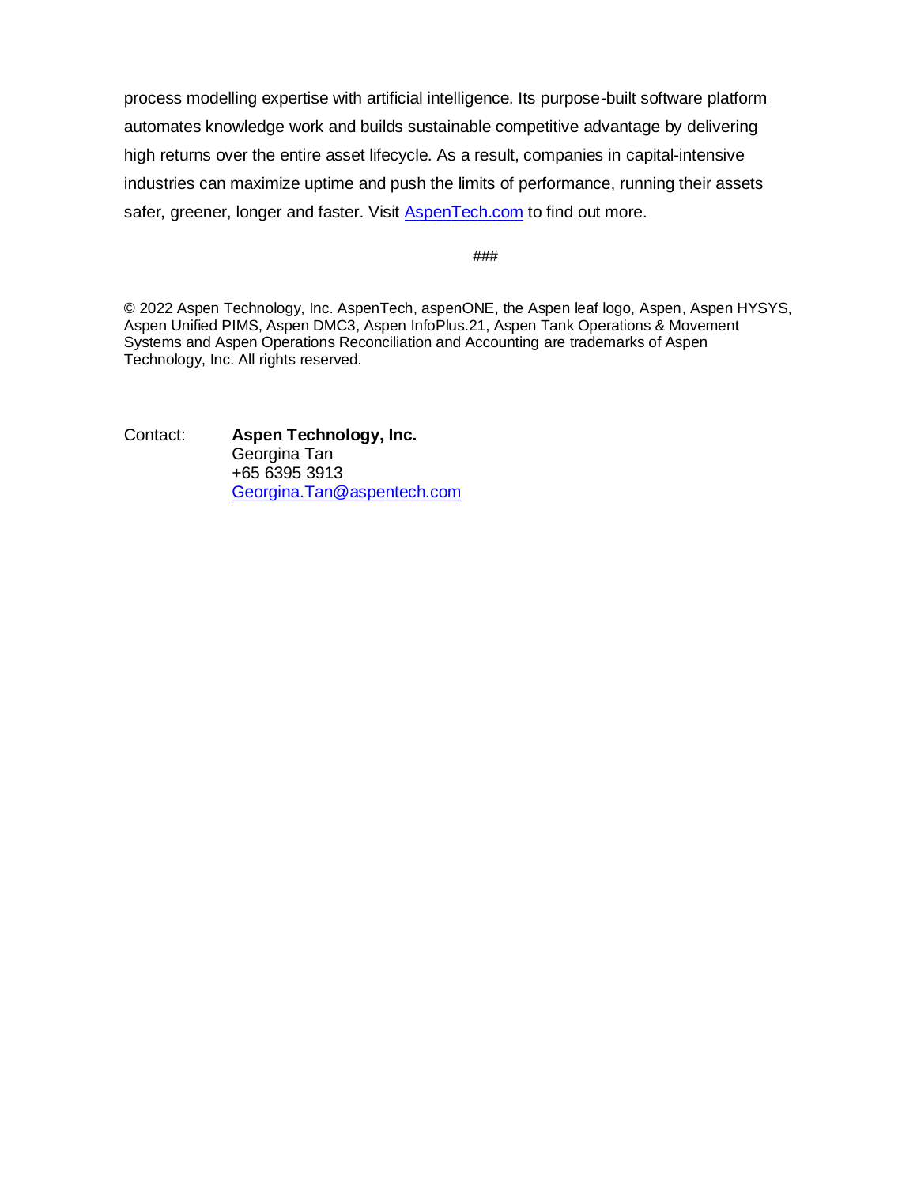process modelling expertise with artificial intelligence. Its purpose-built software platform automates knowledge work and builds sustainable competitive advantage by delivering high returns over the entire asset lifecycle. As a result, companies in capital-intensive industries can maximize uptime and push the limits of performance, running their assets safer, greener, longer and faster. Visit [AspenTech.com](http://AspenTech.com) to find out more.

###

© 2022 Aspen Technology, Inc. AspenTech, aspenONE, the Aspen leaf logo, Aspen, Aspen HYSYS, Aspen Unified PIMS, Aspen DMC3, Aspen InfoPlus.21, Aspen Tank Operations & Movement Systems and Aspen Operations Reconciliation and Accounting are trademarks of Aspen Technology, Inc. All rights reserved.

Contact: **Aspen Technology, Inc.**
Georgina Tan
+65 6395 3913
[Georgina.Tan@aspentech.com](mailto:Georgina.Tan@aspentech.com)